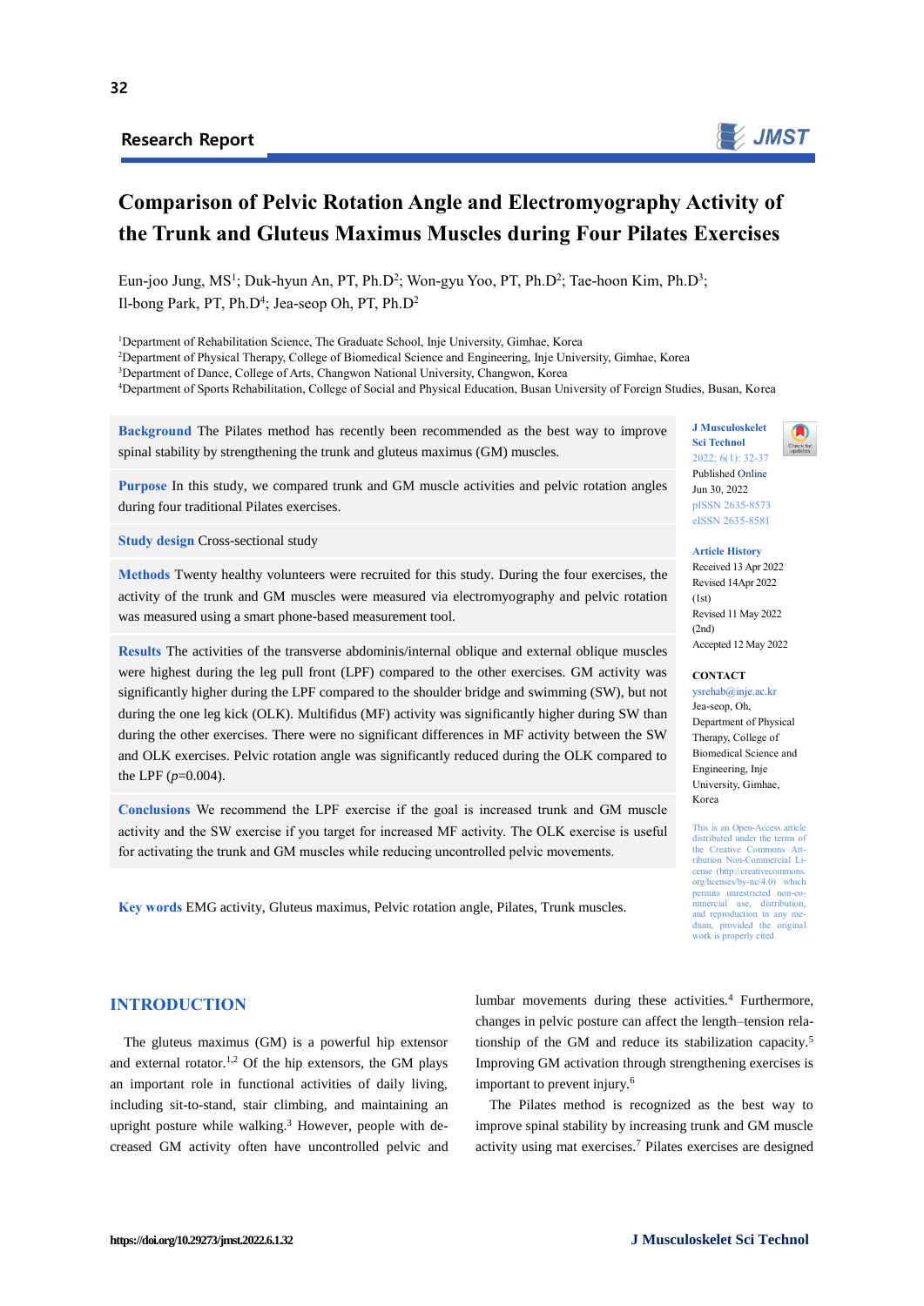Research Report

# Comparison of Pelvic Rotation Angle and Electromyography Activity of the Trunk and Gluteus Maximus Muscles during Four Pilates Exercises

Eun-joo Jung, MS[1]; Duk-hyun An, PT, Ph.D[2]; Won-gyu Yoo, PT, Ph.D[2]; Tae-hoon Kim, Ph.D[3]; Il-bong Park, PT, Ph.D[4]; Jea-seop Oh, PT, Ph.D[2]

[1]Department of Rehabilitation Science, The Graduate School, Inje University, Gimhae, Korea
[2]Department of Physical Therapy, College of Biomedical Science and Engineering, Inje University, Gimhae, Korea
[3]Department of Dance, College of Arts, Changwon National University, Changwon, Korea
[4]Department of Sports Rehabilitation, College of Social and Physical Education, Busan University of Foreign Studies, Busan, Korea

**Background** The Pilates method has recently been recommended as the best way to improve spinal stability by strengthening the trunk and gluteus maximus (GM) muscles.

**Purpose** In this study, we compared trunk and GM muscle activities and pelvic rotation angles during four traditional Pilates exercises.

**Study design** Cross-sectional study

**Methods** Twenty healthy volunteers were recruited for this study. During the four exercises, the activity of the trunk and GM muscles were measured via electromyography and pelvic rotation was measured using a smart phone-based measurement tool.

**Results** The activities of the transverse abdominis/internal oblique and external oblique muscles were highest during the leg pull front (LPF) compared to the other exercises. GM activity was significantly higher during the LPF compared to the shoulder bridge and swimming (SW), but not during the one leg kick (OLK). Multifidus (MF) activity was significantly higher during SW than during the other exercises. There were no significant differences in MF activity between the SW and OLK exercises. Pelvic rotation angle was significantly reduced during the OLK compared to the LPF ($p$=0.004).

**Conclusions** We recommend the LPF exercise if the goal is increased trunk and GM muscle activity and the SW exercise if you target for increased MF activity. The OLK exercise is useful for activating the trunk and GM muscles while reducing uncontrolled pelvic movements.

**Key words** EMG activity, Gluteus maximus, Pelvic rotation angle, Pilates, Trunk muscles.

J Musculoskelet Sci Technol 2022; 6(1): 32-37
Published Online Jun 30, 2022
pISSN 2635-8573
eISSN 2635-8581

**Article History**
Received 13 Apr 2022
Revised 14Apr 2022 (1st)
Revised 11 May 2022 (2nd)
Accepted 12 May 2022

**CONTACT**
ysrehab@inje.ac.kr
Jea-seop, Oh, Department of Physical Therapy, College of Biomedical Science and Engineering, Inje University, Gimhae, Korea

This is an Open-Access article distributed under the terms of the Creative Commons Attribution Non-Commercial License (http://creativecommons.org/licenses/by-nc/4.0) which permits unrestricted non-commercial use, distribution, and reproduction in any medium, provided the original work is properly cited.

## INTRODUCTION

The gluteus maximus (GM) is a powerful hip extensor and external rotator.[1,2] Of the hip extensors, the GM plays an important role in functional activities of daily living, including sit-to-stand, stair climbing, and maintaining an upright posture while walking.[3] However, people with decreased GM activity often have uncontrolled pelvic and lumbar movements during these activities.[4] Furthermore, changes in pelvic posture can affect the length–tension relationship of the GM and reduce its stabilization capacity.[5] Improving GM activation through strengthening exercises is important to prevent injury.[6]

The Pilates method is recognized as the best way to improve spinal stability by increasing trunk and GM muscle activity using mat exercises.[7] Pilates exercises are designed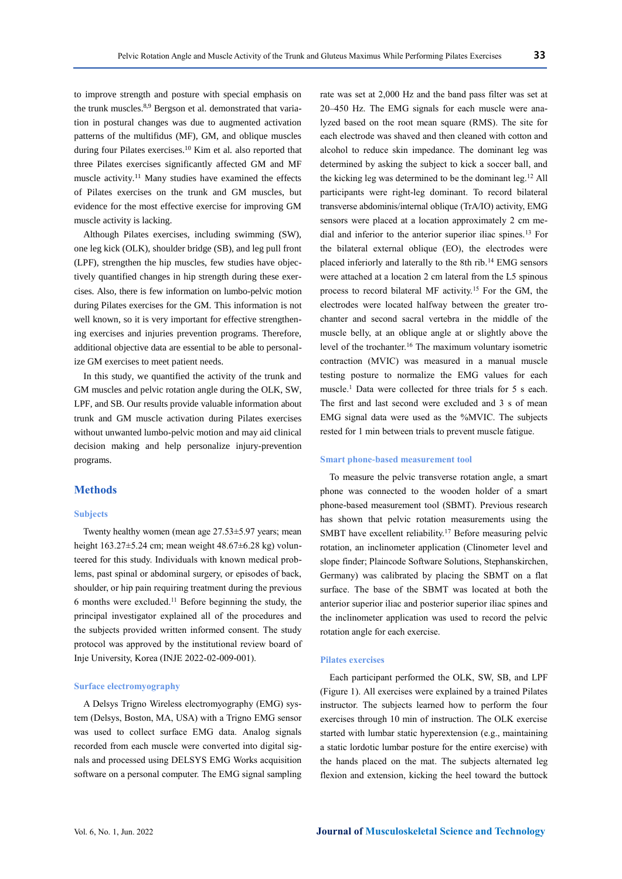to improve strength and posture with special emphasis on the trunk muscles.[8,9] Bergson et al. demonstrated that variation in postural changes was due to augmented activation patterns of the multifidus (MF), GM, and oblique muscles during four Pilates exercises.[10] Kim et al. also reported that three Pilates exercises significantly affected GM and MF muscle activity.[11] Many studies have examined the effects of Pilates exercises on the trunk and GM muscles, but evidence for the most effective exercise for improving GM muscle activity is lacking.

Although Pilates exercises, including swimming (SW), one leg kick (OLK), shoulder bridge (SB), and leg pull front (LPF), strengthen the hip muscles, few studies have objectively quantified changes in hip strength during these exercises. Also, there is few information on lumbo-pelvic motion during Pilates exercises for the GM. This information is not well known, so it is very important for effective strengthening exercises and injuries prevention programs. Therefore, additional objective data are essential to be able to personalize GM exercises to meet patient needs.

In this study, we quantified the activity of the trunk and GM muscles and pelvic rotation angle during the OLK, SW, LPF, and SB. Our results provide valuable information about trunk and GM muscle activation during Pilates exercises without unwanted lumbo-pelvic motion and may aid clinical decision making and help personalize injury-prevention programs.

## Methods

### Subjects

Twenty healthy women (mean age 27.53±5.97 years; mean height 163.27±5.24 cm; mean weight 48.67±6.28 kg) volunteered for this study. Individuals with known medical problems, past spinal or abdominal surgery, or episodes of back, shoulder, or hip pain requiring treatment during the previous 6 months were excluded.[11] Before beginning the study, the principal investigator explained all of the procedures and the subjects provided written informed consent. The study protocol was approved by the institutional review board of Inje University, Korea (INJE 2022-02-009-001).

### Surface electromyography

A Delsys Trigno Wireless electromyography (EMG) system (Delsys, Boston, MA, USA) with a Trigno EMG sensor was used to collect surface EMG data. Analog signals recorded from each muscle were converted into digital signals and processed using DELSYS EMG Works acquisition software on a personal computer. The EMG signal sampling rate was set at 2,000 Hz and the band pass filter was set at 20–450 Hz. The EMG signals for each muscle were analyzed based on the root mean square (RMS). The site for each electrode was shaved and then cleaned with cotton and alcohol to reduce skin impedance. The dominant leg was determined by asking the subject to kick a soccer ball, and the kicking leg was determined to be the dominant leg.[12] All participants were right-leg dominant. To record bilateral transverse abdominis/internal oblique (TrA/IO) activity, EMG sensors were placed at a location approximately 2 cm medial and inferior to the anterior superior iliac spines.[13] For the bilateral external oblique (EO), the electrodes were placed inferiorly and laterally to the 8th rib.[14] EMG sensors were attached at a location 2 cm lateral from the L5 spinous process to record bilateral MF activity.[15] For the GM, the electrodes were located halfway between the greater trochanter and second sacral vertebra in the middle of the muscle belly, at an oblique angle at or slightly above the level of the trochanter.[16] The maximum voluntary isometric contraction (MVIC) was measured in a manual muscle testing posture to normalize the EMG values for each muscle.[1] Data were collected for three trials for 5 s each. The first and last second were excluded and 3 s of mean EMG signal data were used as the %MVIC. The subjects rested for 1 min between trials to prevent muscle fatigue.

### Smart phone-based measurement tool

To measure the pelvic transverse rotation angle, a smart phone was connected to the wooden holder of a smart phone-based measurement tool (SBMT). Previous research has shown that pelvic rotation measurements using the SMBT have excellent reliability.[17] Before measuring pelvic rotation, an inclinometer application (Clinometer level and slope finder; Plaincode Software Solutions, Stephanskirchen, Germany) was calibrated by placing the SBMT on a flat surface. The base of the SBMT was located at both the anterior superior iliac and posterior superior iliac spines and the inclinometer application was used to record the pelvic rotation angle for each exercise.

### Pilates exercises

Each participant performed the OLK, SW, SB, and LPF (Figure 1). All exercises were explained by a trained Pilates instructor. The subjects learned how to perform the four exercises through 10 min of instruction. The OLK exercise started with lumbar static hyperextension (e.g., maintaining a static lordotic lumbar posture for the entire exercise) with the hands placed on the mat. The subjects alternated leg flexion and extension, kicking the heel toward the buttock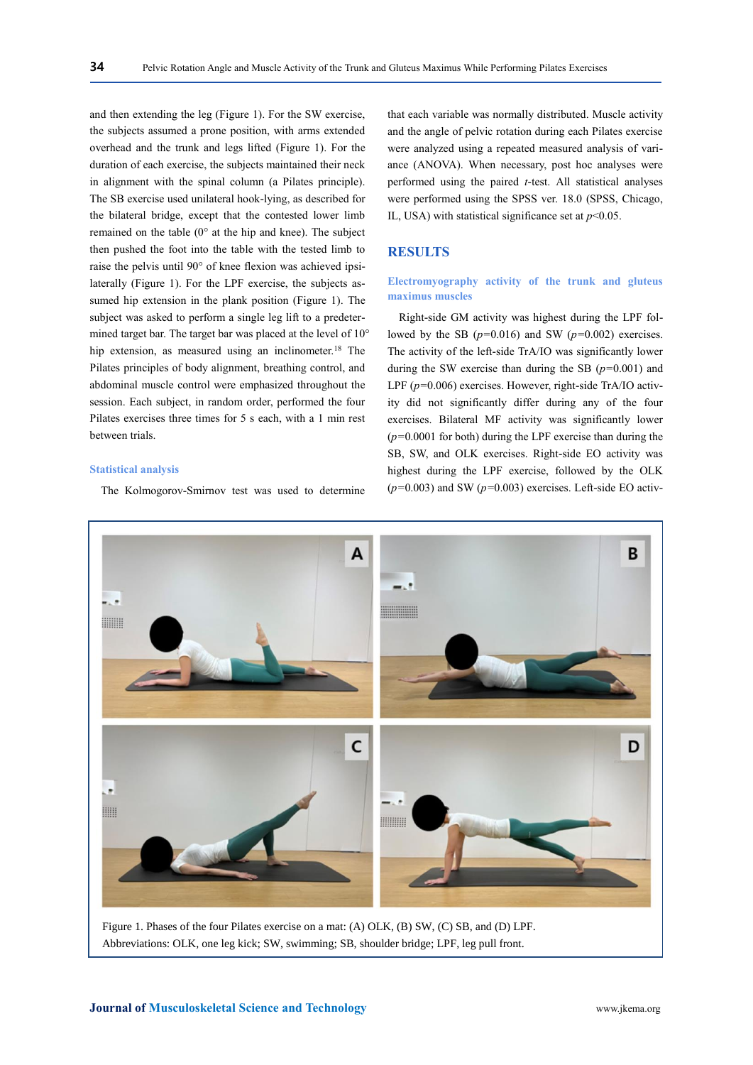and then extending the leg (Figure 1). For the SW exercise, the subjects assumed a prone position, with arms extended overhead and the trunk and legs lifted (Figure 1). For the duration of each exercise, the subjects maintained their neck in alignment with the spinal column (a Pilates principle). The SB exercise used unilateral hook-lying, as described for the bilateral bridge, except that the contested lower limb remained on the table (0° at the hip and knee). The subject then pushed the foot into the table with the tested limb to raise the pelvis until 90° of knee flexion was achieved ipsilaterally (Figure 1). For the LPF exercise, the subjects assumed hip extension in the plank position (Figure 1). The subject was asked to perform a single leg lift to a predetermined target bar. The target bar was placed at the level of 10° hip extension, as measured using an inclinometer.[18] The Pilates principles of body alignment, breathing control, and abdominal muscle control were emphasized throughout the session. Each subject, in random order, performed the four Pilates exercises three times for 5 s each, with a 1 min rest between trials.

### Statistical analysis

The Kolmogorov-Smirnov test was used to determine that each variable was normally distributed. Muscle activity and the angle of pelvic rotation during each Pilates exercise were analyzed using a repeated measured analysis of variance (ANOVA). When necessary, post hoc analyses were performed using the paired *t*-test. All statistical analyses were performed using the SPSS ver. 18.0 (SPSS, Chicago, IL, USA) with statistical significance set at $p<0.05$.

## RESULTS

### Electromyography activity of the trunk and gluteus maximus muscles

Right-side GM activity was highest during the LPF followed by the SB ($p=0.016$) and SW ($p=0.002$) exercises. The activity of the left-side TrA/IO was significantly lower during the SW exercise than during the SB ($p=0.001$) and LPF ($p=0.006$) exercises. However, right-side TrA/IO activity did not significantly differ during any of the four exercises. Bilateral MF activity was significantly lower ($p=0.0001$ for both) during the LPF exercise than during the SB, SW, and OLK exercises. Right-side EO activity was highest during the LPF exercise, followed by the OLK ($p=0.003$) and SW ($p=0.003$) exercises. Left-side EO activ-

Figure 1. Phases of the four Pilates exercise on a mat: (A) OLK, (B) SW, (C) SB, and (D) LPF.
Abbreviations: OLK, one leg kick; SW, swimming; SB, shoulder bridge; LPF, leg pull front.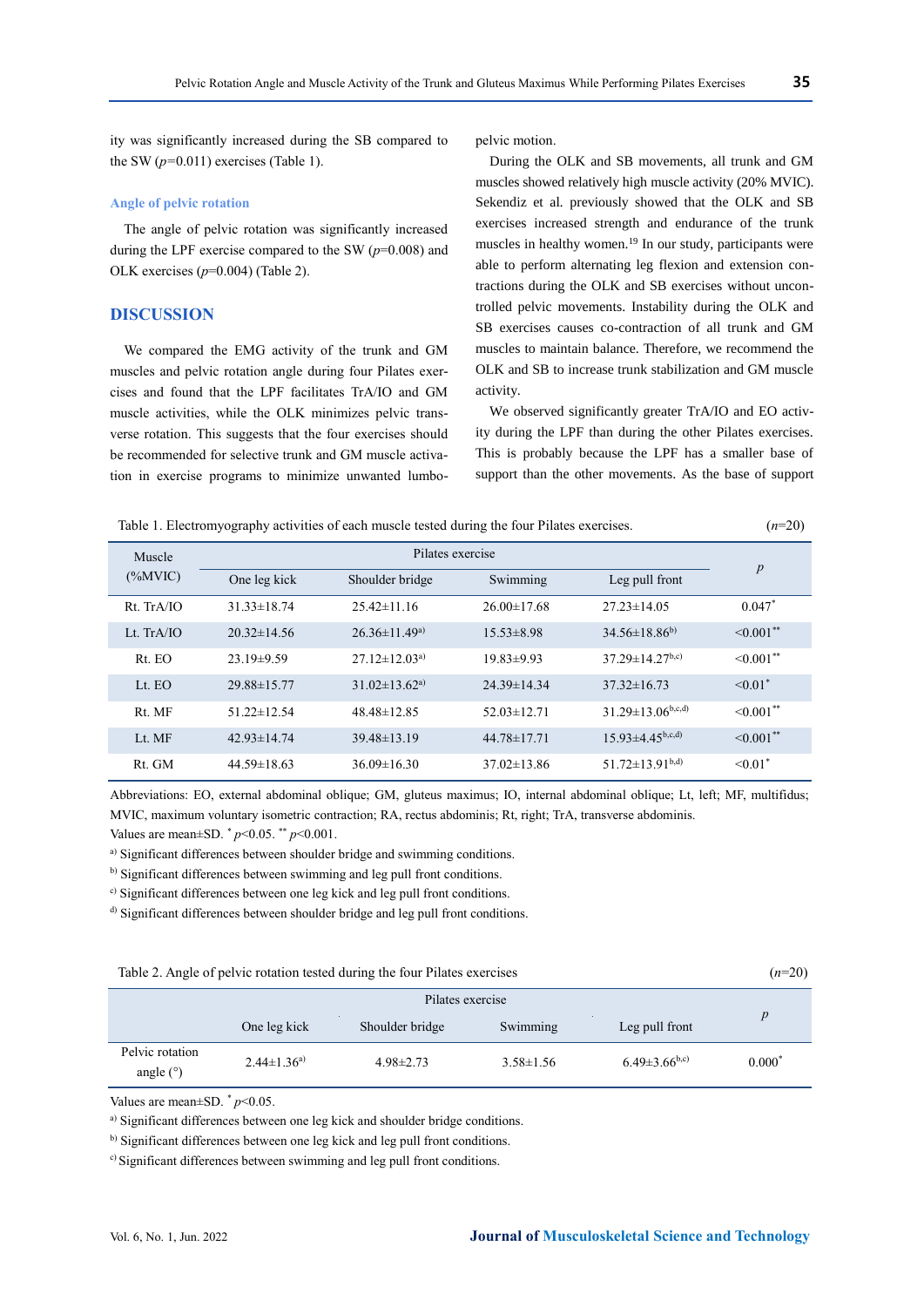ity was significantly increased during the SB compared to the SW ($p$=0.011) exercises (Table 1).

### Angle of pelvic rotation

The angle of pelvic rotation was significantly increased during the LPF exercise compared to the SW ($p$=0.008) and OLK exercises ($p$=0.004) (Table 2).

## DISCUSSION

We compared the EMG activity of the trunk and GM muscles and pelvic rotation angle during four Pilates exercises and found that the LPF facilitates TrA/IO and GM muscle activities, while the OLK minimizes pelvic transverse rotation. This suggests that the four exercises should be recommended for selective trunk and GM muscle activation in exercise programs to minimize unwanted lumbopelvic motion.

During the OLK and SB movements, all trunk and GM muscles showed relatively high muscle activity (20% MVIC). Sekendiz et al. previously showed that the OLK and SB exercises increased strength and endurance of the trunk muscles in healthy women.[19] In our study, participants were able to perform alternating leg flexion and extension contractions during the OLK and SB exercises without uncontrolled pelvic movements. Instability during the OLK and SB exercises causes co-contraction of all trunk and GM muscles to maintain balance. Therefore, we recommend the OLK and SB to increase trunk stabilization and GM muscle activity.

We observed significantly greater TrA/IO and EO activity during the LPF than during the other Pilates exercises. This is probably because the LPF has a smaller base of support than the other movements. As the base of support

Table 1. Electromyography activities of each muscle tested during the four Pilates exercises. ($n$=20)

| Muscle (%MVIC) | Pilates exercise | | | | $p$ |
|---|---|---|---|---|---|
| | One leg kick | Shoulder bridge | Swimming | Leg pull front | |
| Rt. TrA/IO | 31.33±18.74 | 25.42±11.16 | 26.00±17.68 | 27.23±14.05 | 0.047* |
| Lt. TrA/IO | 20.32±14.56 | 26.36±11.49[a)] | 15.53±8.98 | 34.56±18.86[b)] | <0.001** |
| Rt. EO | 23.19±9.59 | 27.12±12.03[a)] | 19.83±9.93 | 37.29±14.27[b,c)] | <0.001** |
| Lt. EO | 29.88±15.77 | 31.02±13.62[a)] | 24.39±14.34 | 37.32±16.73 | <0.01* |
| Rt. MF | 51.22±12.54 | 48.48±12.85 | 52.03±12.71 | 31.29±13.06[b,c,d)] | <0.001** |
| Lt. MF | 42.93±14.74 | 39.48±13.19 | 44.78±17.71 | 15.93±4.45[b,c,d)] | <0.001** |
| Rt. GM | 44.59±18.63 | 36.09±16.30 | 37.02±13.86 | 51.72±13.91[b,d)] | <0.01* |

Abbreviations: EO, external abdominal oblique; GM, gluteus maximus; IO, internal abdominal oblique; Lt, left; MF, multifidus; MVIC, maximum voluntary isometric contraction; RA, rectus abdominis; Rt, right; TrA, transverse abdominis.

Values are mean±SD. * $p$<0.05. ** $p$<0.001.

[a)] Significant differences between shoulder bridge and swimming conditions.

[b)] Significant differences between swimming and leg pull front conditions.

[c)] Significant differences between one leg kick and leg pull front conditions.

[d)] Significant differences between shoulder bridge and leg pull front conditions.

Table 2. Angle of pelvic rotation tested during the four Pilates exercises ($n$=20)

| | Pilates exercise | | | | $p$ |
|---|---|---|---|---|---|
| | One leg kick | Shoulder bridge | Swimming | Leg pull front | |
| Pelvic rotation angle (°) | 2.44±1.36[a)] | 4.98±2.73 | 3.58±1.56 | 6.49±3.66[b,c)] | 0.000* |

Values are mean±SD. * $p$<0.05.

[a)] Significant differences between one leg kick and shoulder bridge conditions.

[b)] Significant differences between one leg kick and leg pull front conditions.

[c)] Significant differences between swimming and leg pull front conditions.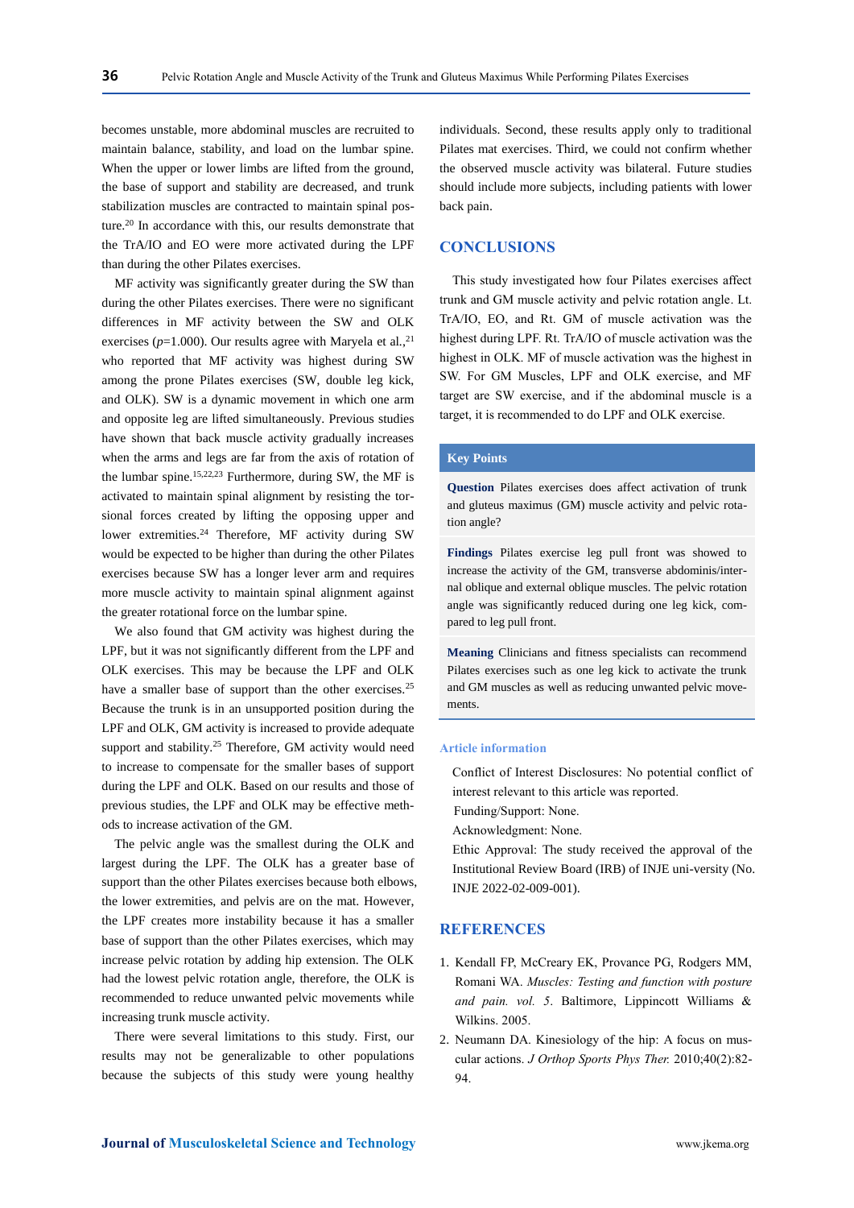becomes unstable, more abdominal muscles are recruited to maintain balance, stability, and load on the lumbar spine. When the upper or lower limbs are lifted from the ground, the base of support and stability are decreased, and trunk stabilization muscles are contracted to maintain spinal posture.[20] In accordance with this, our results demonstrate that the TrA/IO and EO were more activated during the LPF than during the other Pilates exercises.

MF activity was significantly greater during the SW than during the other Pilates exercises. There were no significant differences in MF activity between the SW and OLK exercises ($p$=1.000). Our results agree with Maryela et al.,[21] who reported that MF activity was highest during SW among the prone Pilates exercises (SW, double leg kick, and OLK). SW is a dynamic movement in which one arm and opposite leg are lifted simultaneously. Previous studies have shown that back muscle activity gradually increases when the arms and legs are far from the axis of rotation of the lumbar spine.[15,22,23] Furthermore, during SW, the MF is activated to maintain spinal alignment by resisting the torsional forces created by lifting the opposing upper and lower extremities.[24] Therefore, MF activity during SW would be expected to be higher than during the other Pilates exercises because SW has a longer lever arm and requires more muscle activity to maintain spinal alignment against the greater rotational force on the lumbar spine.

We also found that GM activity was highest during the LPF, but it was not significantly different from the LPF and OLK exercises. This may be because the LPF and OLK have a smaller base of support than the other exercises.[25] Because the trunk is in an unsupported position during the LPF and OLK, GM activity is increased to provide adequate support and stability.[25] Therefore, GM activity would need to increase to compensate for the smaller bases of support during the LPF and OLK. Based on our results and those of previous studies, the LPF and OLK may be effective methods to increase activation of the GM.

The pelvic angle was the smallest during the OLK and largest during the LPF. The OLK has a greater base of support than the other Pilates exercises because both elbows, the lower extremities, and pelvis are on the mat. However, the LPF creates more instability because it has a smaller base of support than the other Pilates exercises, which may increase pelvic rotation by adding hip extension. The OLK had the lowest pelvic rotation angle, therefore, the OLK is recommended to reduce unwanted pelvic movements while increasing trunk muscle activity.

There were several limitations to this study. First, our results may not be generalizable to other populations because the subjects of this study were young healthy individuals. Second, these results apply only to traditional Pilates mat exercises. Third, we could not confirm whether the observed muscle activity was bilateral. Future studies should include more subjects, including patients with lower back pain.

## CONCLUSIONS

This study investigated how four Pilates exercises affect trunk and GM muscle activity and pelvic rotation angle. Lt. TrA/IO, EO, and Rt. GM of muscle activation was the highest during LPF. Rt. TrA/IO of muscle activation was the highest in OLK. MF of muscle activation was the highest in SW. For GM Muscles, LPF and OLK exercise, and MF target are SW exercise, and if the abdominal muscle is a target, it is recommended to do LPF and OLK exercise.

### Key Points

**Question** Pilates exercises does affect activation of trunk and gluteus maximus (GM) muscle activity and pelvic rotation angle?

**Findings** Pilates exercise leg pull front was showed to increase the activity of the GM, transverse abdominis/internal oblique and external oblique muscles. The pelvic rotation angle was significantly reduced during one leg kick, compared to leg pull front.

**Meaning** Clinicians and fitness specialists can recommend Pilates exercises such as one leg kick to activate the trunk and GM muscles as well as reducing unwanted pelvic movements.

### Article information

Conflict of Interest Disclosures: No potential conflict of interest relevant to this article was reported.

Funding/Support: None.

Acknowledgment: None.

Ethic Approval: The study received the approval of the Institutional Review Board (IRB) of INJE uni-versity (No. INJE 2022-02-009-001).

## REFERENCES

1. Kendall FP, McCreary EK, Provance PG, Rodgers MM, Romani WA. *Muscles: Testing and function with posture and pain. vol. 5*. Baltimore, Lippincott Williams & Wilkins. 2005.
2. Neumann DA. Kinesiology of the hip: A focus on muscular actions. *J Orthop Sports Phys Ther.* 2010;40(2):82-94.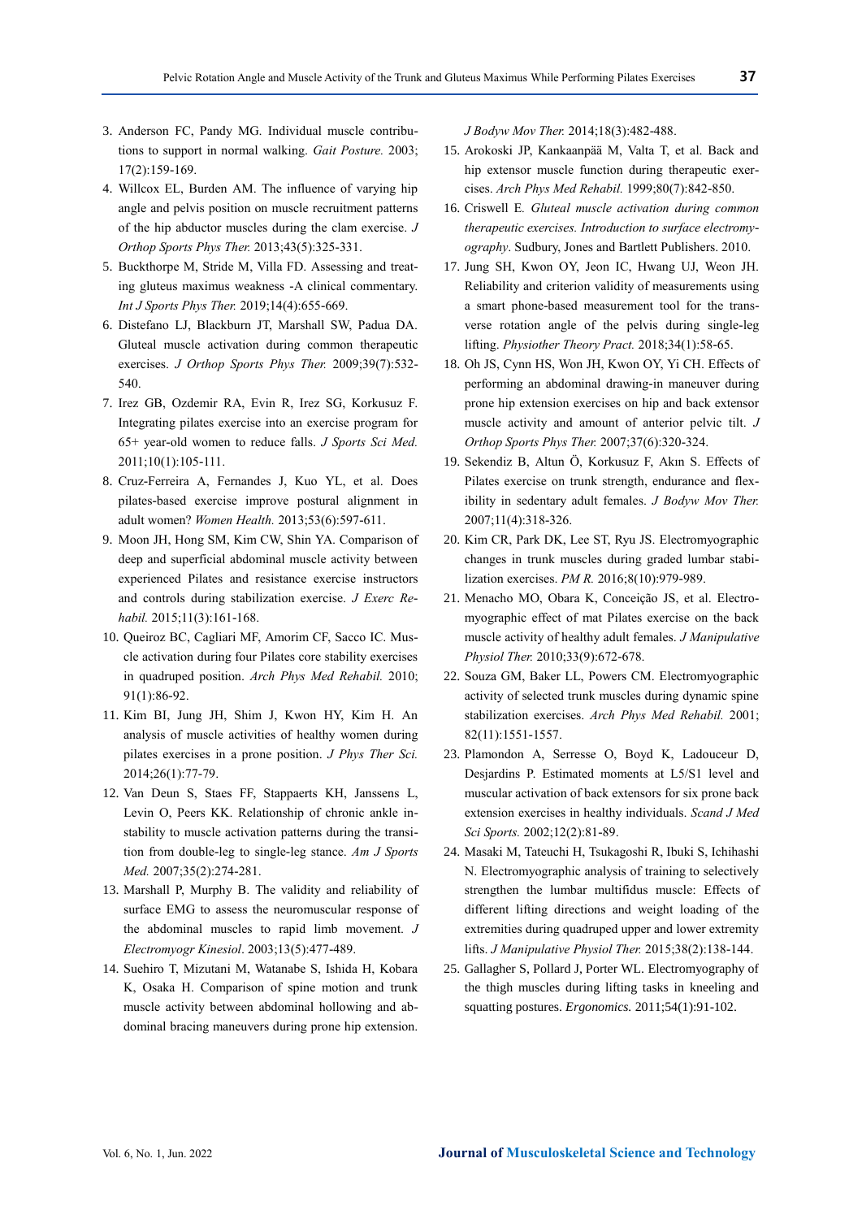3. Anderson FC, Pandy MG. Individual muscle contributions to support in normal walking. *Gait Posture.* 2003;17(2):159-169.
4. Willcox EL, Burden AM. The influence of varying hip angle and pelvis position on muscle recruitment patterns of the hip abductor muscles during the clam exercise. *J Orthop Sports Phys Ther.* 2013;43(5):325-331.
5. Buckthorpe M, Stride M, Villa FD. Assessing and treating gluteus maximus weakness -A clinical commentary. *Int J Sports Phys Ther.* 2019;14(4):655-669.
6. Distefano LJ, Blackburn JT, Marshall SW, Padua DA. Gluteal muscle activation during common therapeutic exercises. *J Orthop Sports Phys Ther.* 2009;39(7):532-540.
7. Irez GB, Ozdemir RA, Evin R, Irez SG, Korkusuz F. Integrating pilates exercise into an exercise program for 65+ year-old women to reduce falls. *J Sports Sci Med.* 2011;10(1):105-111.
8. Cruz-Ferreira A, Fernandes J, Kuo YL, et al. Does pilates-based exercise improve postural alignment in adult women? *Women Health.* 2013;53(6):597-611.
9. Moon JH, Hong SM, Kim CW, Shin YA. Comparison of deep and superficial abdominal muscle activity between experienced Pilates and resistance exercise instructors and controls during stabilization exercise. *J Exerc Rehabil.* 2015;11(3):161-168.
10. Queiroz BC, Cagliari MF, Amorim CF, Sacco IC. Muscle activation during four Pilates core stability exercises in quadruped position. *Arch Phys Med Rehabil.* 2010;91(1):86-92.
11. Kim BI, Jung JH, Shim J, Kwon HY, Kim H. An analysis of muscle activities of healthy women during pilates exercises in a prone position. *J Phys Ther Sci.* 2014;26(1):77-79.
12. Van Deun S, Staes FF, Stappaerts KH, Janssens L, Levin O, Peers KK. Relationship of chronic ankle instability to muscle activation patterns during the transition from double-leg to single-leg stance. *Am J Sports Med.* 2007;35(2):274-281.
13. Marshall P, Murphy B. The validity and reliability of surface EMG to assess the neuromuscular response of the abdominal muscles to rapid limb movement. *J Electromyogr Kinesiol*. 2003;13(5):477-489.
14. Suehiro T, Mizutani M, Watanabe S, Ishida H, Kobara K, Osaka H. Comparison of spine motion and trunk muscle activity between abdominal hollowing and abdominal bracing maneuvers during prone hip extension. *J Bodyw Mov Ther.* 2014;18(3):482-488.
15. Arokoski JP, Kankaanpää M, Valta T, et al. Back and hip extensor muscle function during therapeutic exercises. *Arch Phys Med Rehabil.* 1999;80(7):842-850.
16. Criswell E. *Gluteal muscle activation during common therapeutic exercises. Introduction to surface electromyography*. Sudbury, Jones and Bartlett Publishers. 2010.
17. Jung SH, Kwon OY, Jeon IC, Hwang UJ, Weon JH. Reliability and criterion validity of measurements using a smart phone-based measurement tool for the transverse rotation angle of the pelvis during single-leg lifting. *Physiother Theory Pract.* 2018;34(1):58-65.
18. Oh JS, Cynn HS, Won JH, Kwon OY, Yi CH. Effects of performing an abdominal drawing-in maneuver during prone hip extension exercises on hip and back extensor muscle activity and amount of anterior pelvic tilt. *J Orthop Sports Phys Ther.* 2007;37(6):320-324.
19. Sekendiz B, Altun Ö, Korkusuz F, Akın S. Effects of Pilates exercise on trunk strength, endurance and flexibility in sedentary adult females. *J Bodyw Mov Ther.* 2007;11(4):318-326.
20. Kim CR, Park DK, Lee ST, Ryu JS. Electromyographic changes in trunk muscles during graded lumbar stabilization exercises. *PM R.* 2016;8(10):979-989.
21. Menacho MO, Obara K, Conceição JS, et al. Electromyographic effect of mat Pilates exercise on the back muscle activity of healthy adult females. *J Manipulative Physiol Ther.* 2010;33(9):672-678.
22. Souza GM, Baker LL, Powers CM. Electromyographic activity of selected trunk muscles during dynamic spine stabilization exercises. *Arch Phys Med Rehabil.* 2001;82(11):1551-1557.
23. Plamondon A, Serresse O, Boyd K, Ladouceur D, Desjardins P. Estimated moments at L5/S1 level and muscular activation of back extensors for six prone back extension exercises in healthy individuals. *Scand J Med Sci Sports.* 2002;12(2):81-89.
24. Masaki M, Tateuchi H, Tsukagoshi R, Ibuki S, Ichihashi N. Electromyographic analysis of training to selectively strengthen the lumbar multifidus muscle: Effects of different lifting directions and weight loading of the extremities during quadruped upper and lower extremity lifts. *J Manipulative Physiol Ther.* 2015;38(2):138-144.
25. Gallagher S, Pollard J, Porter WL. Electromyography of the thigh muscles during lifting tasks in kneeling and squatting postures. *Ergonomics.* 2011;54(1):91-102.